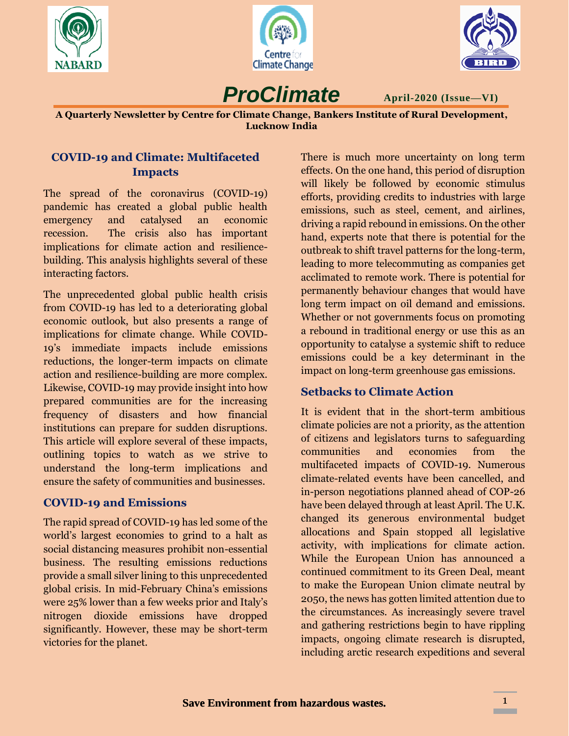# ProClimate

**April-2020 (Issue—VI)**

**A Quarterly Newsletter by Centre for Climate Change, Bankers Institute of Rural Development, Lucknow India**

## COVID-19 and Climate: Multifaceted Impacts

The spread of the coronavirus (COVID-19) pandemic has created a global public health emergency and catalysed an economic recession. The crisis also has important implications for climate action and resilience-building. This analysis highlights several of these interacting factors.

The unprecedented global public health crisis from COVID-19 has led to a deteriorating global economic outlook, but also presents a range of implications for climate change. While COVID-19's immediate impacts include emissions reductions, the longer-term impacts on climate action and resilience-building are more complex. Likewise, COVID-19 may provide insight into how prepared communities are for the increasing frequency of disasters and how financial institutions can prepare for sudden disruptions. This article will explore several of these impacts, outlining topics to watch as we strive to understand the long-term implications and ensure the safety of communities and businesses.

### COVID-19 and Emissions

The rapid spread of COVID-19 has led some of the world's largest economies to grind to a halt as social distancing measures prohibit non-essential business. The resulting emissions reductions provide a small silver lining to this unprecedented global crisis. In mid-February China's emissions were 25% lower than a few weeks prior and Italy's nitrogen dioxide emissions have dropped significantly. However, these may be short-term victories for the planet.

There is much more uncertainty on long term effects. On the one hand, this period of disruption will likely be followed by economic stimulus efforts, providing credits to industries with large emissions, such as steel, cement, and airlines, driving a rapid rebound in emissions. On the other hand, experts note that there is potential for the outbreak to shift travel patterns for the long-term, leading to more telecommuting as companies get acclimated to remote work. There is potential for permanently behaviour changes that would have long term impact on oil demand and emissions. Whether or not governments focus on promoting a rebound in traditional energy or use this as an opportunity to catalyse a systemic shift to reduce emissions could be a key determinant in the impact on long-term greenhouse gas emissions.

### Setbacks to Climate Action

It is evident that in the short-term ambitious climate policies are not a priority, as the attention of citizens and legislators turns to safeguarding communities and economies from the multifaceted impacts of COVID-19. Numerous climate-related events have been cancelled, and in-person negotiations planned ahead of COP-26 have been delayed through at least April. The U.K. changed its generous environmental budget allocations and Spain stopped all legislative activity, with implications for climate action. While the European Union has announced a continued commitment to its Green Deal, meant to make the European Union climate neutral by 2050, the news has gotten limited attention due to the circumstances. As increasingly severe travel and gathering restrictions begin to have rippling impacts, ongoing climate research is disrupted, including arctic research expeditions and several

**Save Environment from hazardous wastes.**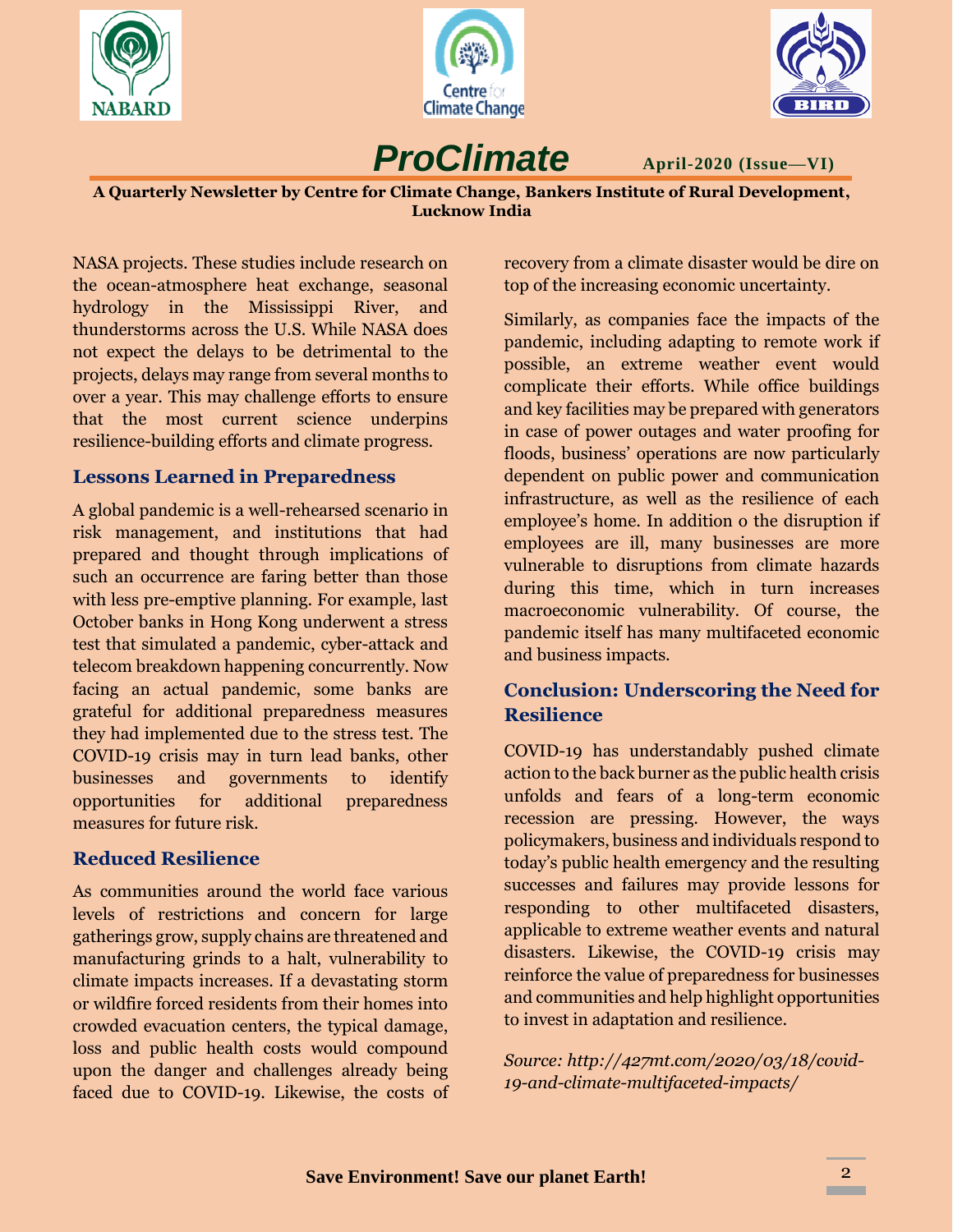NASA projects. These studies include research on the ocean-atmosphere heat exchange, seasonal hydrology in the Mississippi River, and thunderstorms across the U.S. While NASA does not expect the delays to be detrimental to the projects, delays may range from several months to over a year. This may challenge efforts to ensure that the most current science underpins resilience-building efforts and climate progress.

## Lessons Learned in Preparedness

A global pandemic is a well-rehearsed scenario in risk management, and institutions that had prepared and thought through implications of such an occurrence are faring better than those with less pre-emptive planning. For example, last October banks in Hong Kong underwent a stress test that simulated a pandemic, cyber-attack and telecom breakdown happening concurrently. Now facing an actual pandemic, some banks are grateful for additional preparedness measures they had implemented due to the stress test. The COVID-19 crisis may in turn lead banks, other businesses and governments to identify opportunities for additional preparedness measures for future risk.

## Reduced Resilience

As communities around the world face various levels of restrictions and concern for large gatherings grow, supply chains are threatened and manufacturing grinds to a halt, vulnerability to climate impacts increases. If a devastating storm or wildfire forced residents from their homes into crowded evacuation centers, the typical damage, loss and public health costs would compound upon the danger and challenges already being faced due to COVID-19. Likewise, the costs of recovery from a climate disaster would be dire on top of the increasing economic uncertainty.

Similarly, as companies face the impacts of the pandemic, including adapting to remote work if possible, an extreme weather event would complicate their efforts. While office buildings and key facilities may be prepared with generators in case of power outages and water proofing for floods, business' operations are now particularly dependent on public power and communication infrastructure, as well as the resilience of each employee's home. In addition o the disruption if employees are ill, many businesses are more vulnerable to disruptions from climate hazards during this time, which in turn increases macroeconomic vulnerability. Of course, the pandemic itself has many multifaceted economic and business impacts.

## Conclusion: Underscoring the Need for Resilience

COVID-19 has understandably pushed climate action to the back burner as the public health crisis unfolds and fears of a long-term economic recession are pressing. However, the ways policymakers, business and individuals respond to today's public health emergency and the resulting successes and failures may provide lessons for responding to other multifaceted disasters, applicable to extreme weather events and natural disasters. Likewise, the COVID-19 crisis may reinforce the value of preparedness for businesses and communities and help highlight opportunities to invest in adaptation and resilience.

*Source: http://427mt.com/2020/03/18/covid-19-and-climate-multifaceted-impacts/*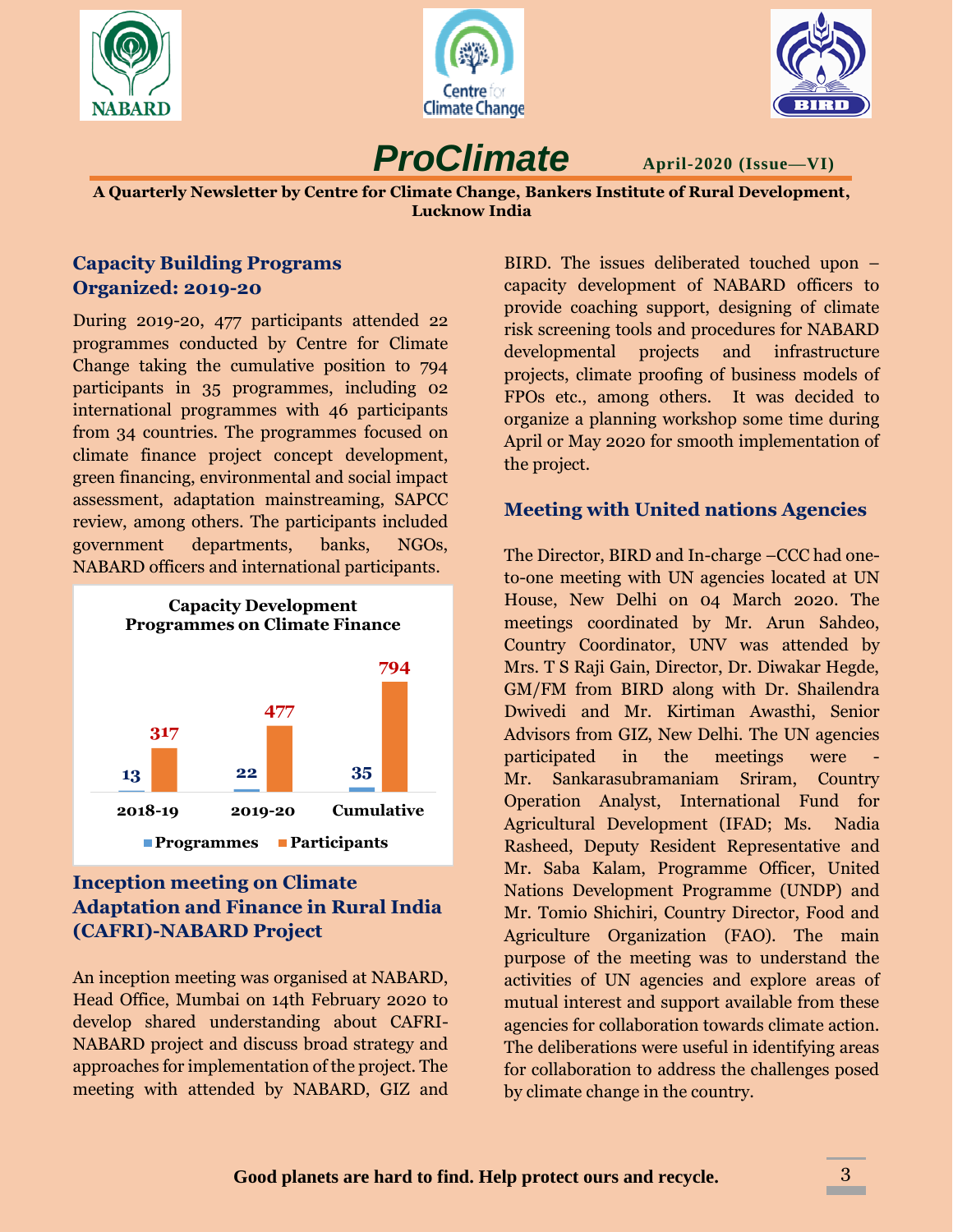# ProClimate

**April-2020 (Issue—VI)**

**A Quarterly Newsletter by Centre for Climate Change, Bankers Institute of Rural Development, Lucknow India**

## Capacity Building Programs Organized: 2019-20

During 2019-20, 477 participants attended 22 programmes conducted by Centre for Climate Change taking the cumulative position to 794 participants in 35 programmes, including 02 international programmes with 46 participants from 34 countries. The programmes focused on climate finance project concept development, green financing, environmental and social impact assessment, adaptation mainstreaming, SAPCC review, among others. The participants included government departments, banks, NGOs, NABARD officers and international participants.

**Capacity Development Programmes on Climate Finance**

| | 2018-19 | 2019-20 | Cumulative |
|---|---|---|---|
| Programmes | 13 | 22 | 35 |
| Participants | 317 | 477 | 794 |

## Inception meeting on Climate Adaptation and Finance in Rural India (CAFRI)-NABARD Project

An inception meeting was organised at NABARD, Head Office, Mumbai on 14th February 2020 to develop shared understanding about CAFRI-NABARD project and discuss broad strategy and approaches for implementation of the project. The meeting with attended by NABARD, GIZ and BIRD. The issues deliberated touched upon – capacity development of NABARD officers to provide coaching support, designing of climate risk screening tools and procedures for NABARD developmental projects and infrastructure projects, climate proofing of business models of FPOs etc., among others. It was decided to organize a planning workshop some time during April or May 2020 for smooth implementation of the project.

## Meeting with United nations Agencies

The Director, BIRD and In-charge –CCC had one-to-one meeting with UN agencies located at UN House, New Delhi on 04 March 2020. The meetings coordinated by Mr. Arun Sahdeo, Country Coordinator, UNV was attended by Mrs. T S Raji Gain, Director, Dr. Diwakar Hegde, GM/FM from BIRD along with Dr. Shailendra Dwivedi and Mr. Kirtiman Awasthi, Senior Advisors from GIZ, New Delhi. The UN agencies participated in the meetings were - Mr. Sankarasubramaniam Sriram, Country Operation Analyst, International Fund for Agricultural Development (IFAD; Ms. Nadia Rasheed, Deputy Resident Representative and Mr. Saba Kalam, Programme Officer, United Nations Development Programme (UNDP) and Mr. Tomio Shichiri, Country Director, Food and Agriculture Organization (FAO). The main purpose of the meeting was to understand the activities of UN agencies and explore areas of mutual interest and support available from these agencies for collaboration towards climate action. The deliberations were useful in identifying areas for collaboration to address the challenges posed by climate change in the country.

**Good planets are hard to find. Help protect ours and recycle.**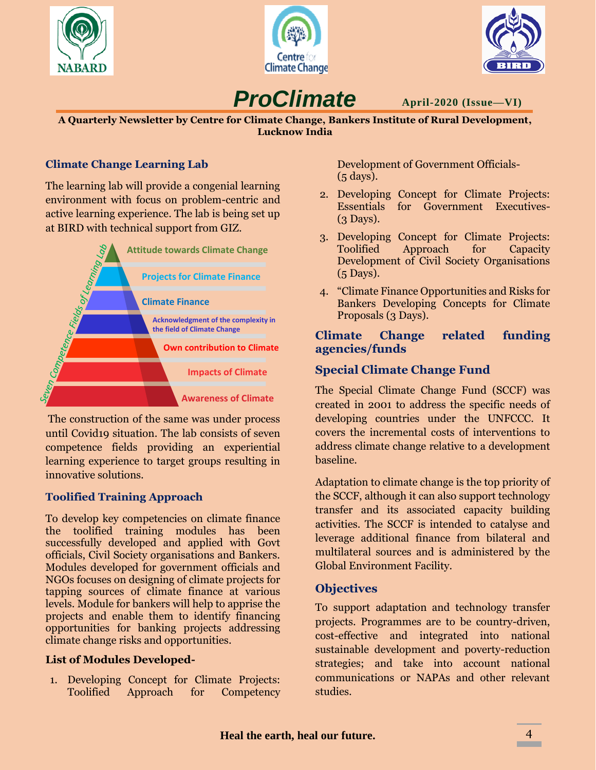# ProClimate

April-2020 (Issue—VI)

**A Quarterly Newsletter by Centre for Climate Change, Bankers Institute of Rural Development, Lucknow India**

## Climate Change Learning Lab

The learning lab will provide a congenial learning environment with focus on problem-centric and active learning experience. The lab is being set up at BIRD with technical support from GIZ.

Seven Competence Fields of Learning Lab

- Attitude towards Climate Change
- Projects for Climate Finance
- Climate Finance
- Acknowledgment of the complexity in the field of Climate Change
- Own contribution to Climate
- Impacts of Climate
- Awareness of Climate

The construction of the same was under process until Covid19 situation. The lab consists of seven competence fields providing an experiential learning experience to target groups resulting in innovative solutions.

## Toolified Training Approach

To develop key competencies on climate finance the toolified training modules has been successfully developed and applied with Govt officials, Civil Society organisations and Bankers. Modules developed for government officials and NGOs focuses on designing of climate projects for tapping sources of climate finance at various levels. Module for bankers will help to apprise the projects and enable them to identify financing opportunities for banking projects addressing climate change risks and opportunities.

**List of Modules Developed-**

1. Developing Concept for Climate Projects: Toolified Approach for Competency Development of Government Officials- (5 days).
2. Developing Concept for Climate Projects: Essentials for Government Executives- (3 Days).
3. Developing Concept for Climate Projects: Toolified Approach for Capacity Development of Civil Society Organisations (5 Days).
4. "Climate Finance Opportunities and Risks for Bankers Developing Concepts for Climate Proposals (3 Days).

## Climate Change related funding agencies/funds

## Special Climate Change Fund

The Special Climate Change Fund (SCCF) was created in 2001 to address the specific needs of developing countries under the UNFCCC. It covers the incremental costs of interventions to address climate change relative to a development baseline.

Adaptation to climate change is the top priority of the SCCF, although it can also support technology transfer and its associated capacity building activities. The SCCF is intended to catalyse and leverage additional finance from bilateral and multilateral sources and is administered by the Global Environment Facility.

## Objectives

To support adaptation and technology transfer projects. Programmes are to be country-driven, cost-effective and integrated into national sustainable development and poverty-reduction strategies; and take into account national communications or NAPAs and other relevant studies.

**Heal the earth, heal our future.**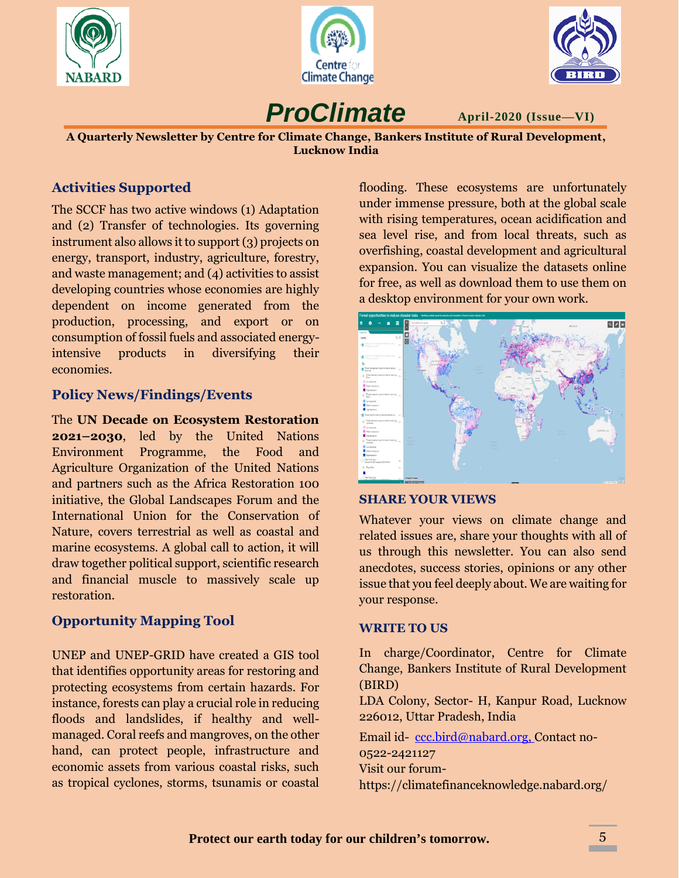# ProClimate

**April-2020 (Issue—VI)**

**A Quarterly Newsletter by Centre for Climate Change, Bankers Institute of Rural Development, Lucknow India**

## Activities Supported

The SCCF has two active windows (1) Adaptation and (2) Transfer of technologies. Its governing instrument also allows it to support (3) projects on energy, transport, industry, agriculture, forestry, and waste management; and (4) activities to assist developing countries whose economies are highly dependent on income generated from the production, processing, and export or on consumption of fossil fuels and associated energy-intensive products in diversifying their economies.

## Policy News/Findings/Events

The **UN Decade on Ecosystem Restoration 2021–2030**, led by the United Nations Environment Programme, the Food and Agriculture Organization of the United Nations and partners such as the Africa Restoration 100 initiative, the Global Landscapes Forum and the International Union for the Conservation of Nature, covers terrestrial as well as coastal and marine ecosystems. A global call to action, it will draw together political support, scientific research and financial muscle to massively scale up restoration.

## Opportunity Mapping Tool

UNEP and UNEP-GRID have created a GIS tool that identifies opportunity areas for restoring and protecting ecosystems from certain hazards. For instance, forests can play a crucial role in reducing floods and landslides, if healthy and well-managed. Coral reefs and mangroves, on the other hand, can protect people, infrastructure and economic assets from various coastal risks, such as tropical cyclones, storms, tsunamis or coastal flooding. These ecosystems are unfortunately under immense pressure, both at the global scale with rising temperatures, ocean acidification and sea level rise, and from local threats, such as overfishing, coastal development and agricultural expansion. You can visualize the datasets online for free, as well as download them to use them on a desktop environment for your own work.

## SHARE YOUR VIEWS

Whatever your views on climate change and related issues are, share your thoughts with all of us through this newsletter. You can also send anecdotes, success stories, opinions or any other issue that you feel deeply about. We are waiting for your response.

## WRITE TO US

In charge/Coordinator, Centre for Climate Change, Bankers Institute of Rural Development (BIRD)
LDA Colony, Sector- H, Kanpur Road, Lucknow 226012, Uttar Pradesh, India

Email id- ccc.bird@nabard.org, Contact no- 0522-2421127
Visit our forum- https://climatefinanceknowledge.nabard.org/

**Protect our earth today for our children's tomorrow.**